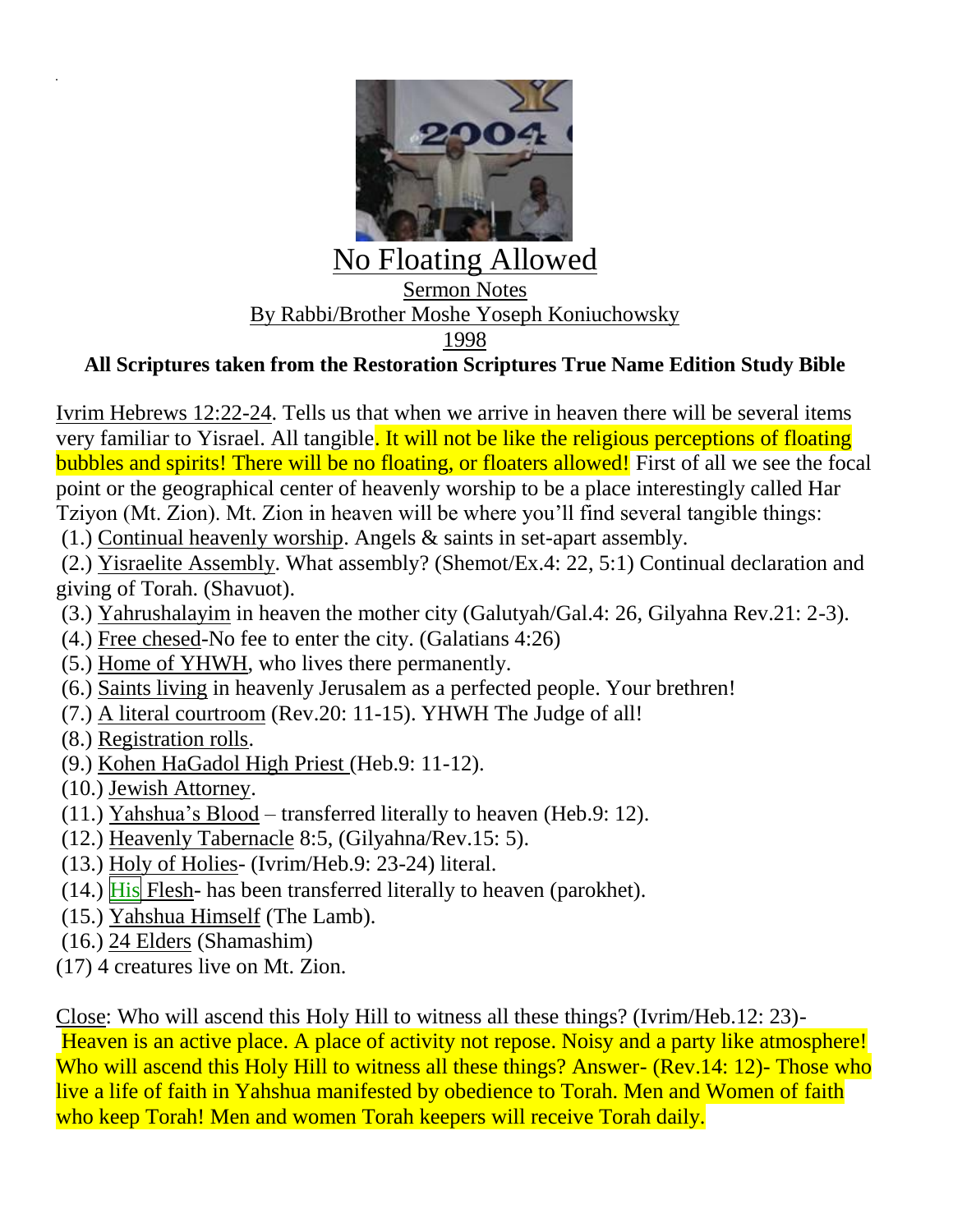# No Floating Allowed

Sermon Notes

By Rabbi/Brother Moshe Yoseph Koniuchowsky

1998

**All Scriptures taken from the Restoration Scriptures True Name Edition Study Bible**

Ivrim Hebrews 12:22-24. Tells us that when we arrive in heaven there will be several items very familiar to Yisrael. All tangible. It will not be like the religious perceptions of floating bubbles and spirits! There will be no floating, or floaters allowed! First of all we see the focal point or the geographical center of heavenly worship to be a place interestingly called Har Tziyon (Mt. Zion). Mt. Zion in heaven will be where you'll find several tangible things:

(1.) Continual heavenly worship. Angels & saints in set-apart assembly.
(2.) Yisraelite Assembly. What assembly? (Shemot/Ex.4: 22, 5:1) Continual declaration and giving of Torah. (Shavuot).
(3.) Yahrushalayim in heaven the mother city (Galutyah/Gal.4: 26, Gilyahna Rev.21: 2-3).
(4.) Free chesed-No fee to enter the city. (Galatians 4:26)
(5.) Home of YHWH, who lives there permanently.
(6.) Saints living in heavenly Jerusalem as a perfected people. Your brethren!
(7.) A literal courtroom (Rev.20: 11-15). YHWH The Judge of all!
(8.) Registration rolls.
(9.) Kohen HaGadol High Priest (Heb.9: 11-12).
(10.) Jewish Attorney.
(11.) Yahshua's Blood – transferred literally to heaven (Heb.9: 12).
(12.) Heavenly Tabernacle 8:5, (Gilyahna/Rev.15: 5).
(13.) Holy of Holies- (Ivrim/Heb.9: 23-24) literal.
(14.) His Flesh- has been transferred literally to heaven (parokhet).
(15.) Yahshua Himself (The Lamb).
(16.) 24 Elders (Shamashim)
(17) 4 creatures live on Mt. Zion.

Close: Who will ascend this Holy Hill to witness all these things? (Ivrim/Heb.12: 23)- Heaven is an active place. A place of activity not repose. Noisy and a party like atmosphere! Who will ascend this Holy Hill to witness all these things? Answer- (Rev.14: 12)- Those who live a life of faith in Yahshua manifested by obedience to Torah. Men and Women of faith who keep Torah! Men and women Torah keepers will receive Torah daily.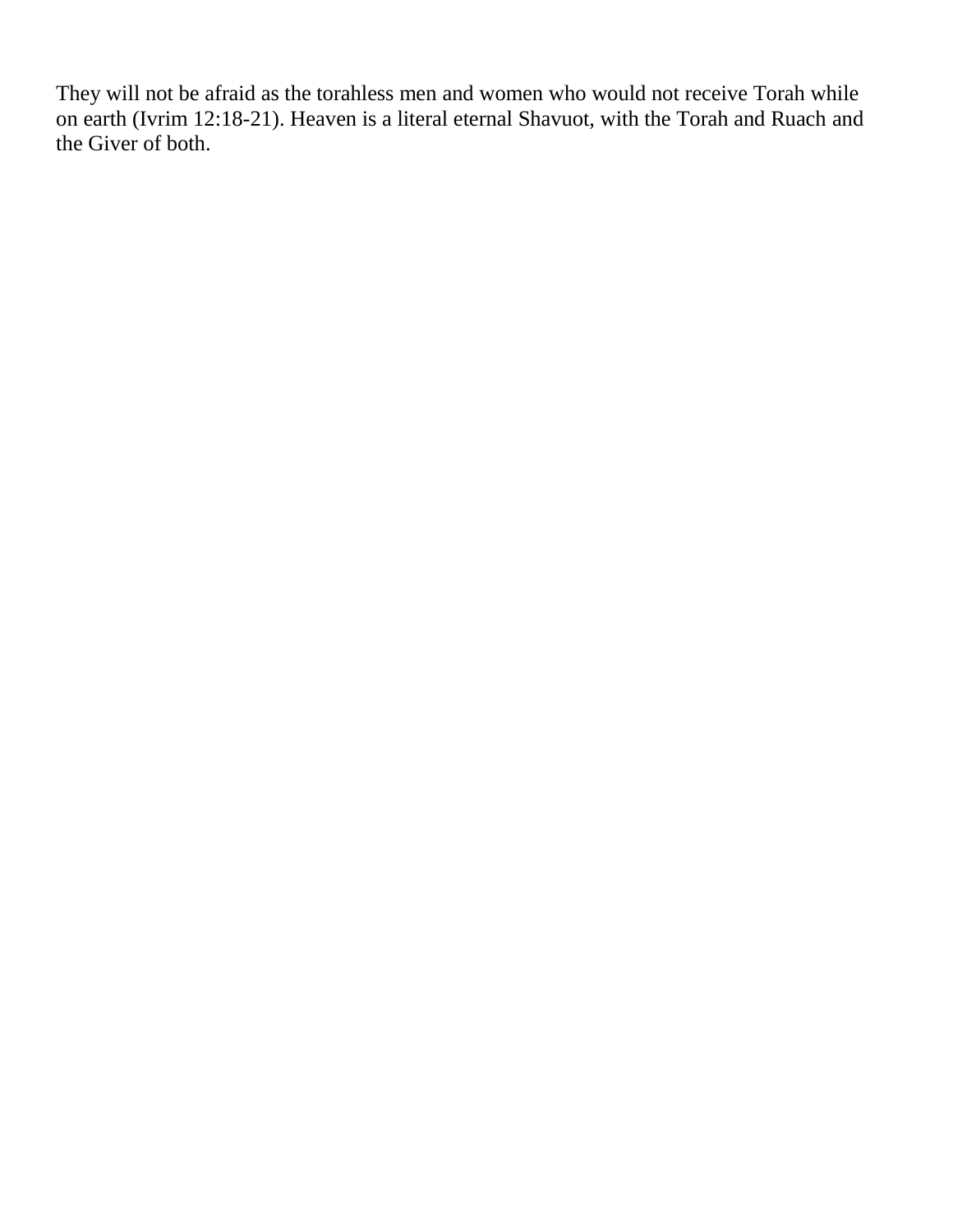They will not be afraid as the torahless men and women who would not receive Torah while on earth (Ivrim 12:18-21). Heaven is a literal eternal Shavuot, with the Torah and Ruach and the Giver of both.